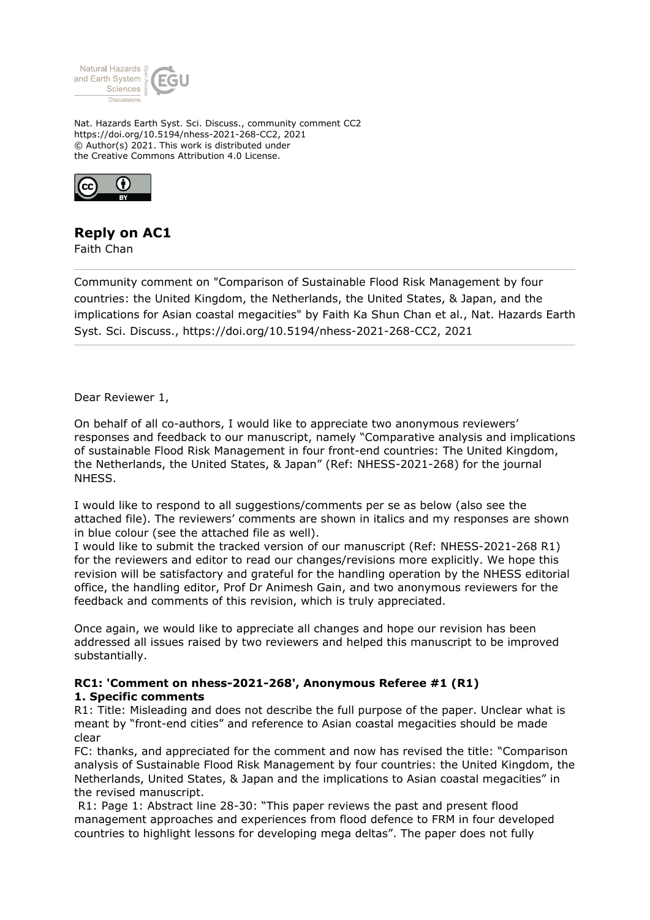Nat. Hazards Earth Syst. Sci. Discuss., community comment CC2
https://doi.org/10.5194/nhess-2021-268-CC2, 2021
© Author(s) 2021. This work is distributed under
the Creative Commons Attribution 4.0 License.

# Reply on AC1

Faith Chan

Community comment on "Comparison of Sustainable Flood Risk Management by four countries: the United Kingdom, the Netherlands, the United States, & Japan, and the implications for Asian coastal megacities" by Faith Ka Shun Chan et al., Nat. Hazards Earth Syst. Sci. Discuss., https://doi.org/10.5194/nhess-2021-268-CC2, 2021

---

Dear Reviewer 1,

On behalf of all co-authors, I would like to appreciate two anonymous reviewers' responses and feedback to our manuscript, namely "Comparative analysis and implications of sustainable Flood Risk Management in four front-end countries: The United Kingdom, the Netherlands, the United States, & Japan" (Ref: NHESS-2021-268) for the journal NHESS.

I would like to respond to all suggestions/comments per se as below (also see the attached file). The reviewers' comments are shown in italics and my responses are shown in blue colour (see the attached file as well).

I would like to submit the tracked version of our manuscript (Ref: NHESS-2021-268 R1) for the reviewers and editor to read our changes/revisions more explicitly. We hope this revision will be satisfactory and grateful for the handling operation by the NHESS editorial office, the handling editor, Prof Dr Animesh Gain, and two anonymous reviewers for the feedback and comments of this revision, which is truly appreciated.

Once again, we would like to appreciate all changes and hope our revision has been addressed all issues raised by two reviewers and helped this manuscript to be improved substantially.

**RC1: 'Comment on nhess-2021-268', Anonymous Referee #1 (R1)**
**1. Specific comments**

R1: Title: Misleading and does not describe the full purpose of the paper. Unclear what is meant by "front-end cities" and reference to Asian coastal megacities should be made clear

FC: thanks, and appreciated for the comment and now has revised the title: "Comparison analysis of Sustainable Flood Risk Management by four countries: the United Kingdom, the Netherlands, United States, & Japan and the implications to Asian coastal megacities" in the revised manuscript.

R1: Page 1: Abstract line 28-30: "This paper reviews the past and present flood management approaches and experiences from flood defence to FRM in four developed countries to highlight lessons for developing mega deltas". The paper does not fully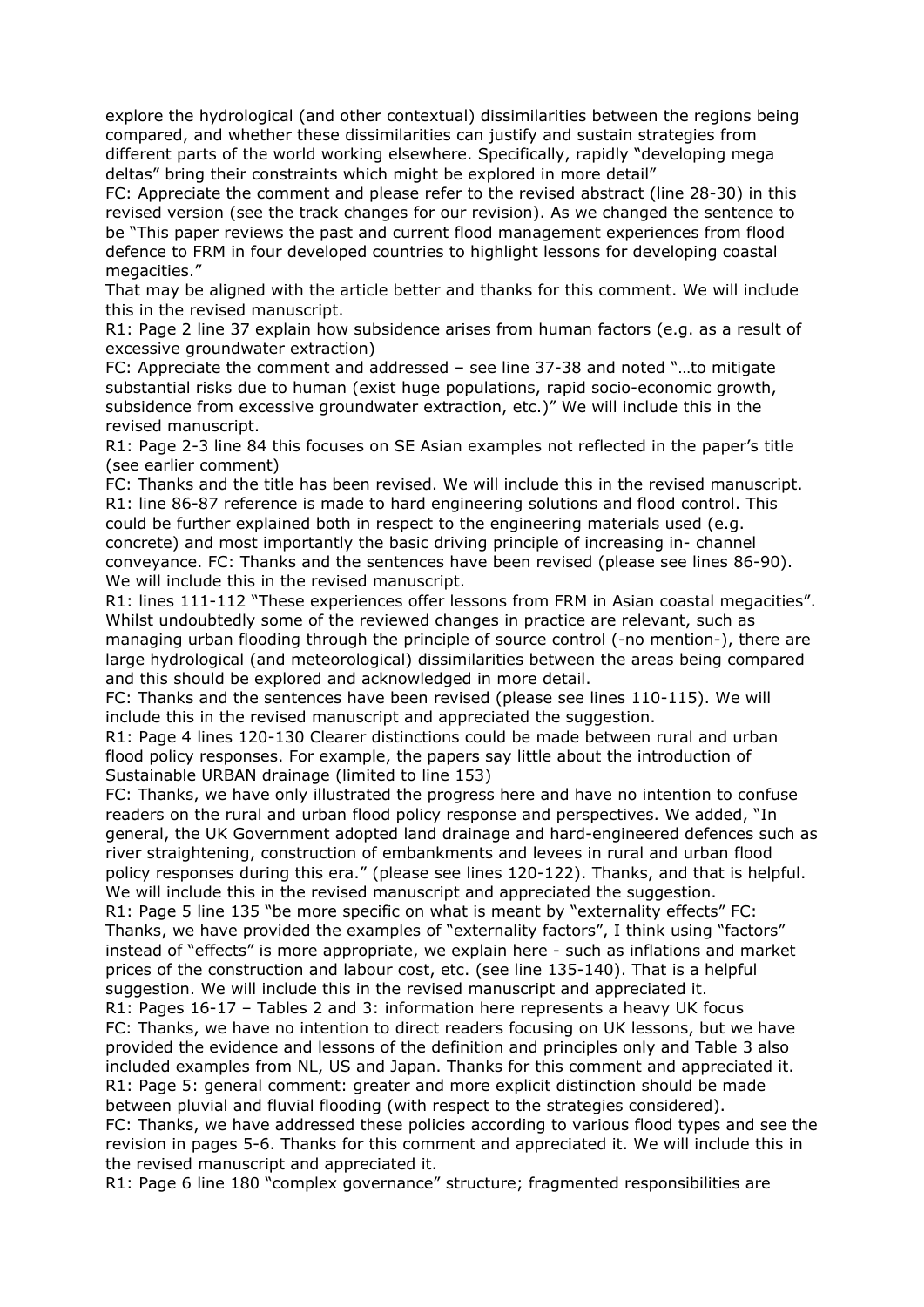explore the hydrological (and other contextual) dissimilarities between the regions being compared, and whether these dissimilarities can justify and sustain strategies from different parts of the world working elsewhere. Specifically, rapidly "developing mega deltas" bring their constraints which might be explored in more detail"

FC: Appreciate the comment and please refer to the revised abstract (line 28-30) in this revised version (see the track changes for our revision). As we changed the sentence to be "This paper reviews the past and current flood management experiences from flood defence to FRM in four developed countries to highlight lessons for developing coastal megacities."

That may be aligned with the article better and thanks for this comment. We will include this in the revised manuscript.

R1: Page 2 line 37 explain how subsidence arises from human factors (e.g. as a result of excessive groundwater extraction)

FC: Appreciate the comment and addressed – see line 37-38 and noted "…to mitigate substantial risks due to human (exist huge populations, rapid socio-economic growth, subsidence from excessive groundwater extraction, etc.)" We will include this in the revised manuscript.

R1: Page 2-3 line 84 this focuses on SE Asian examples not reflected in the paper's title (see earlier comment)

FC: Thanks and the title has been revised. We will include this in the revised manuscript.

R1: line 86-87 reference is made to hard engineering solutions and flood control. This could be further explained both in respect to the engineering materials used (e.g. concrete) and most importantly the basic driving principle of increasing in- channel conveyance. FC: Thanks and the sentences have been revised (please see lines 86-90). We will include this in the revised manuscript.

R1: lines 111-112 "These experiences offer lessons from FRM in Asian coastal megacities". Whilst undoubtedly some of the reviewed changes in practice are relevant, such as managing urban flooding through the principle of source control (-no mention-), there are large hydrological (and meteorological) dissimilarities between the areas being compared and this should be explored and acknowledged in more detail.

FC: Thanks and the sentences have been revised (please see lines 110-115). We will include this in the revised manuscript and appreciated the suggestion.

R1: Page 4 lines 120-130 Clearer distinctions could be made between rural and urban flood policy responses. For example, the papers say little about the introduction of Sustainable URBAN drainage (limited to line 153)

FC: Thanks, we have only illustrated the progress here and have no intention to confuse readers on the rural and urban flood policy response and perspectives. We added, "In general, the UK Government adopted land drainage and hard-engineered defences such as river straightening, construction of embankments and levees in rural and urban flood policy responses during this era." (please see lines 120-122). Thanks, and that is helpful. We will include this in the revised manuscript and appreciated the suggestion.

R1: Page 5 line 135 "be more specific on what is meant by "externality effects" FC: Thanks, we have provided the examples of "externality factors", I think using "factors" instead of "effects" is more appropriate, we explain here - such as inflations and market prices of the construction and labour cost, etc. (see line 135-140). That is a helpful suggestion. We will include this in the revised manuscript and appreciated it.

R1: Pages 16-17 – Tables 2 and 3: information here represents a heavy UK focus

FC: Thanks, we have no intention to direct readers focusing on UK lessons, but we have provided the evidence and lessons of the definition and principles only and Table 3 also included examples from NL, US and Japan. Thanks for this comment and appreciated it.

R1: Page 5: general comment: greater and more explicit distinction should be made between pluvial and fluvial flooding (with respect to the strategies considered).

FC: Thanks, we have addressed these policies according to various flood types and see the revision in pages 5-6. Thanks for this comment and appreciated it. We will include this in the revised manuscript and appreciated it.

R1: Page 6 line 180 "complex governance" structure; fragmented responsibilities are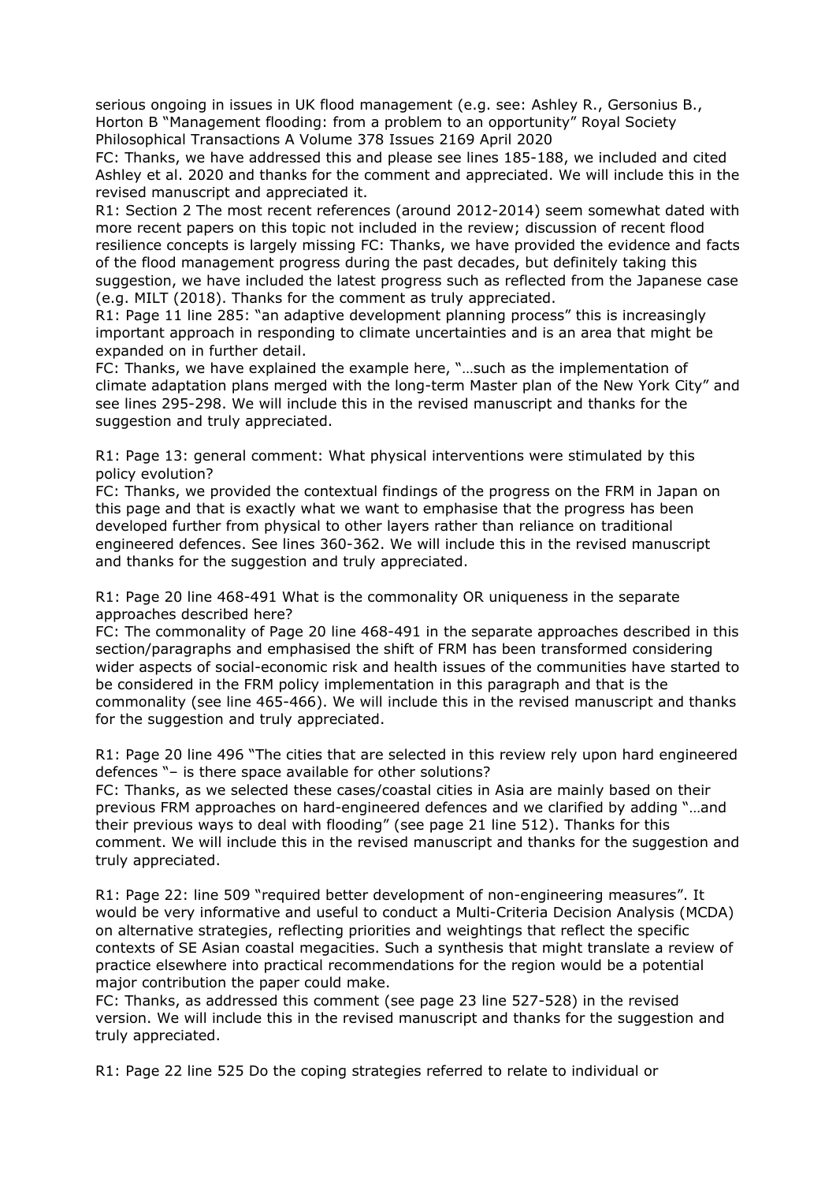serious ongoing in issues in UK flood management (e.g. see: Ashley R., Gersonius B., Horton B "Management flooding: from a problem to an opportunity" Royal Society Philosophical Transactions A Volume 378 Issues 2169 April 2020

FC: Thanks, we have addressed this and please see lines 185-188, we included and cited Ashley et al. 2020 and thanks for the comment and appreciated. We will include this in the revised manuscript and appreciated it.

R1: Section 2 The most recent references (around 2012-2014) seem somewhat dated with more recent papers on this topic not included in the review; discussion of recent flood resilience concepts is largely missing FC: Thanks, we have provided the evidence and facts of the flood management progress during the past decades, but definitely taking this suggestion, we have included the latest progress such as reflected from the Japanese case (e.g. MILT (2018). Thanks for the comment as truly appreciated.

R1: Page 11 line 285: "an adaptive development planning process" this is increasingly important approach in responding to climate uncertainties and is an area that might be expanded on in further detail.

FC: Thanks, we have explained the example here, "…such as the implementation of climate adaptation plans merged with the long-term Master plan of the New York City" and see lines 295-298. We will include this in the revised manuscript and thanks for the suggestion and truly appreciated.

R1: Page 13: general comment: What physical interventions were stimulated by this policy evolution?

FC: Thanks, we provided the contextual findings of the progress on the FRM in Japan on this page and that is exactly what we want to emphasise that the progress has been developed further from physical to other layers rather than reliance on traditional engineered defences. See lines 360-362. We will include this in the revised manuscript and thanks for the suggestion and truly appreciated.

R1: Page 20 line 468-491 What is the commonality OR uniqueness in the separate approaches described here?

FC: The commonality of Page 20 line 468-491 in the separate approaches described in this section/paragraphs and emphasised the shift of FRM has been transformed considering wider aspects of social-economic risk and health issues of the communities have started to be considered in the FRM policy implementation in this paragraph and that is the commonality (see line 465-466). We will include this in the revised manuscript and thanks for the suggestion and truly appreciated.

R1: Page 20 line 496 "The cities that are selected in this review rely upon hard engineered defences "– is there space available for other solutions?

FC: Thanks, as we selected these cases/coastal cities in Asia are mainly based on their previous FRM approaches on hard-engineered defences and we clarified by adding "…and their previous ways to deal with flooding" (see page 21 line 512). Thanks for this comment. We will include this in the revised manuscript and thanks for the suggestion and truly appreciated.

R1: Page 22: line 509 "required better development of non-engineering measures". It would be very informative and useful to conduct a Multi-Criteria Decision Analysis (MCDA) on alternative strategies, reflecting priorities and weightings that reflect the specific contexts of SE Asian coastal megacities. Such a synthesis that might translate a review of practice elsewhere into practical recommendations for the region would be a potential major contribution the paper could make.

FC: Thanks, as addressed this comment (see page 23 line 527-528) in the revised version. We will include this in the revised manuscript and thanks for the suggestion and truly appreciated.

R1: Page 22 line 525 Do the coping strategies referred to relate to individual or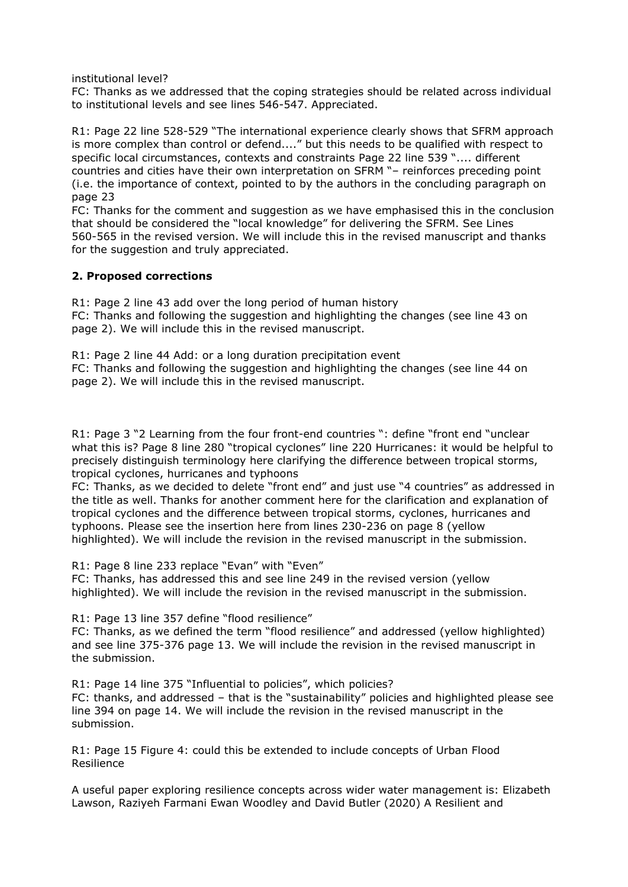institutional level?
FC: Thanks as we addressed that the coping strategies should be related across individual to institutional levels and see lines 546-547. Appreciated.

R1: Page 22 line 528-529 "The international experience clearly shows that SFRM approach is more complex than control or defend...." but this needs to be qualified with respect to specific local circumstances, contexts and constraints Page 22 line 539 ".... different countries and cities have their own interpretation on SFRM "– reinforces preceding point (i.e. the importance of context, pointed to by the authors in the concluding paragraph on page 23
FC: Thanks for the comment and suggestion as we have emphasised this in the conclusion that should be considered the "local knowledge" for delivering the SFRM. See Lines 560-565 in the revised version. We will include this in the revised manuscript and thanks for the suggestion and truly appreciated.

### 2. Proposed corrections

R1: Page 2 line 43 add over the long period of human history
FC: Thanks and following the suggestion and highlighting the changes (see line 43 on page 2). We will include this in the revised manuscript.

R1: Page 2 line 44 Add: or a long duration precipitation event
FC: Thanks and following the suggestion and highlighting the changes (see line 44 on page 2). We will include this in the revised manuscript.

R1: Page 3 "2 Learning from the four front-end countries ": define "front end "unclear what this is? Page 8 line 280 "tropical cyclones" line 220 Hurricanes: it would be helpful to precisely distinguish terminology here clarifying the difference between tropical storms, tropical cyclones, hurricanes and typhoons
FC: Thanks, as we decided to delete "front end" and just use "4 countries" as addressed in the title as well. Thanks for another comment here for the clarification and explanation of tropical cyclones and the difference between tropical storms, cyclones, hurricanes and typhoons. Please see the insertion here from lines 230-236 on page 8 (yellow highlighted). We will include the revision in the revised manuscript in the submission.

R1: Page 8 line 233 replace "Evan" with "Even"
FC: Thanks, has addressed this and see line 249 in the revised version (yellow highlighted). We will include the revision in the revised manuscript in the submission.

R1: Page 13 line 357 define "flood resilience"
FC: Thanks, as we defined the term "flood resilience" and addressed (yellow highlighted) and see line 375-376 page 13. We will include the revision in the revised manuscript in the submission.

R1: Page 14 line 375 "Influential to policies", which policies?
FC: thanks, and addressed – that is the "sustainability" policies and highlighted please see line 394 on page 14. We will include the revision in the revised manuscript in the submission.

R1: Page 15 Figure 4: could this be extended to include concepts of Urban Flood Resilience

A useful paper exploring resilience concepts across wider water management is: Elizabeth Lawson, Raziyeh Farmani Ewan Woodley and David Butler (2020) A Resilient and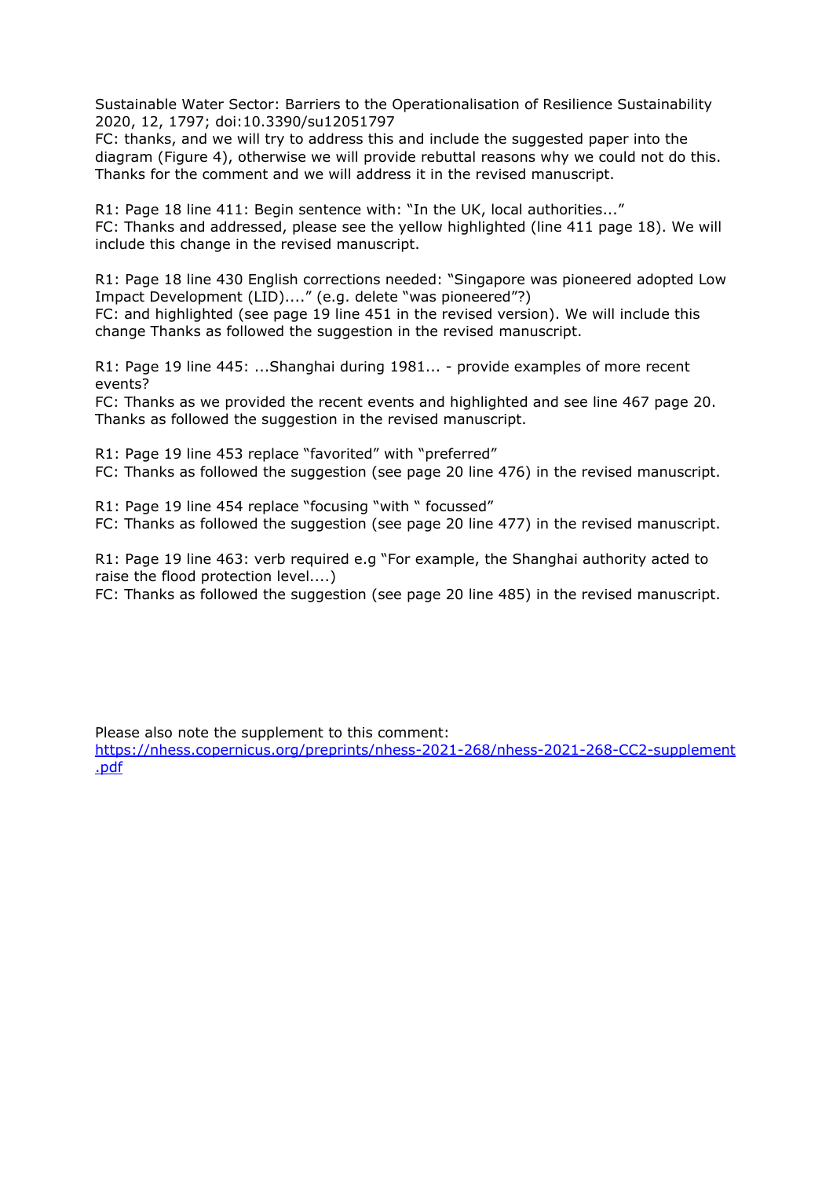Sustainable Water Sector: Barriers to the Operationalisation of Resilience Sustainability 2020, 12, 1797; doi:10.3390/su12051797
FC: thanks, and we will try to address this and include the suggested paper into the diagram (Figure 4), otherwise we will provide rebuttal reasons why we could not do this. Thanks for the comment and we will address it in the revised manuscript.

R1: Page 18 line 411: Begin sentence with: "In the UK, local authorities..."
FC: Thanks and addressed, please see the yellow highlighted (line 411 page 18). We will include this change in the revised manuscript.

R1: Page 18 line 430 English corrections needed: "Singapore was pioneered adopted Low Impact Development (LID)...." (e.g. delete "was pioneered"?)
FC: and highlighted (see page 19 line 451 in the revised version). We will include this change Thanks as followed the suggestion in the revised manuscript.

R1: Page 19 line 445: ...Shanghai during 1981... - provide examples of more recent events?
FC: Thanks as we provided the recent events and highlighted and see line 467 page 20. Thanks as followed the suggestion in the revised manuscript.

R1: Page 19 line 453 replace "favorited" with "preferred"
FC: Thanks as followed the suggestion (see page 20 line 476) in the revised manuscript.

R1: Page 19 line 454 replace "focusing "with " focussed"
FC: Thanks as followed the suggestion (see page 20 line 477) in the revised manuscript.

R1: Page 19 line 463: verb required e.g "For example, the Shanghai authority acted to raise the flood protection level....)
FC: Thanks as followed the suggestion (see page 20 line 485) in the revised manuscript.

Please also note the supplement to this comment:
https://nhess.copernicus.org/preprints/nhess-2021-268/nhess-2021-268-CC2-supplement.pdf